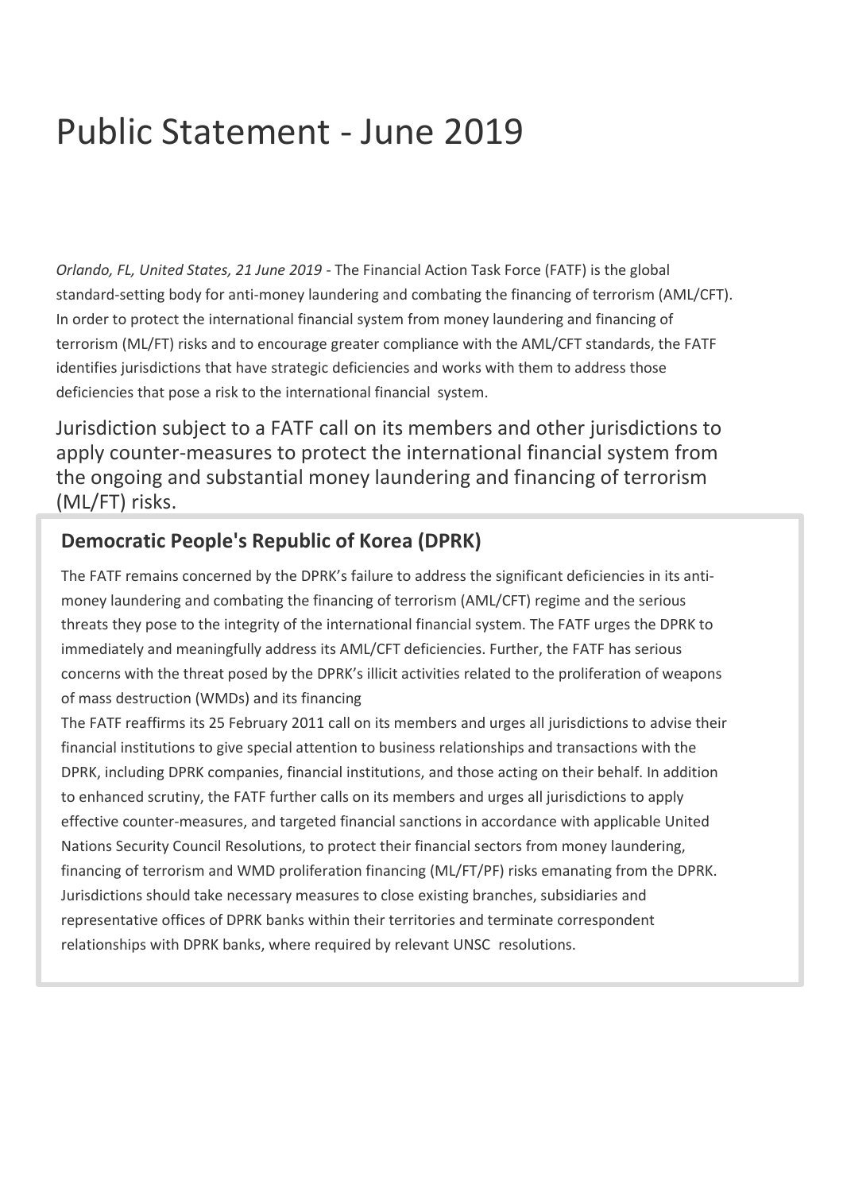# Public Statement - June 2019

*Orlando, FL, United States, 21 June 2019* - The Financial Action Task Force (FATF) is the global standard-setting body for anti-money laundering and combating the financing of terrorism (AML/CFT). In order to protect the international financial system from money laundering and financing of terrorism (ML/FT) risks and to encourage greater compliance with the AML/CFT standards, the FATF identifies jurisdictions that have strategic deficiencies and works with them to address those deficiencies that pose a risk to the international financial system.

## Jurisdiction subject to a FATF call on its members and other jurisdictions to apply counter-measures to protect the international financial system from the ongoing and substantial money laundering and financing of terrorism (ML/FT) risks.

### Democratic People's Republic of Korea (DPRK)

The FATF remains concerned by the DPRK's failure to address the significant deficiencies in its anti-money laundering and combating the financing of terrorism (AML/CFT) regime and the serious threats they pose to the integrity of the international financial system. The FATF urges the DPRK to immediately and meaningfully address its AML/CFT deficiencies. Further, the FATF has serious concerns with the threat posed by the DPRK's illicit activities related to the proliferation of weapons of mass destruction (WMDs) and its financing

The FATF reaffirms its 25 February 2011 call on its members and urges all jurisdictions to advise their financial institutions to give special attention to business relationships and transactions with the DPRK, including DPRK companies, financial institutions, and those acting on their behalf. In addition to enhanced scrutiny, the FATF further calls on its members and urges all jurisdictions to apply effective counter-measures, and targeted financial sanctions in accordance with applicable United Nations Security Council Resolutions, to protect their financial sectors from money laundering, financing of terrorism and WMD proliferation financing (ML/FT/PF) risks emanating from the DPRK. Jurisdictions should take necessary measures to close existing branches, subsidiaries and representative offices of DPRK banks within their territories and terminate correspondent relationships with DPRK banks, where required by relevant UNSC resolutions.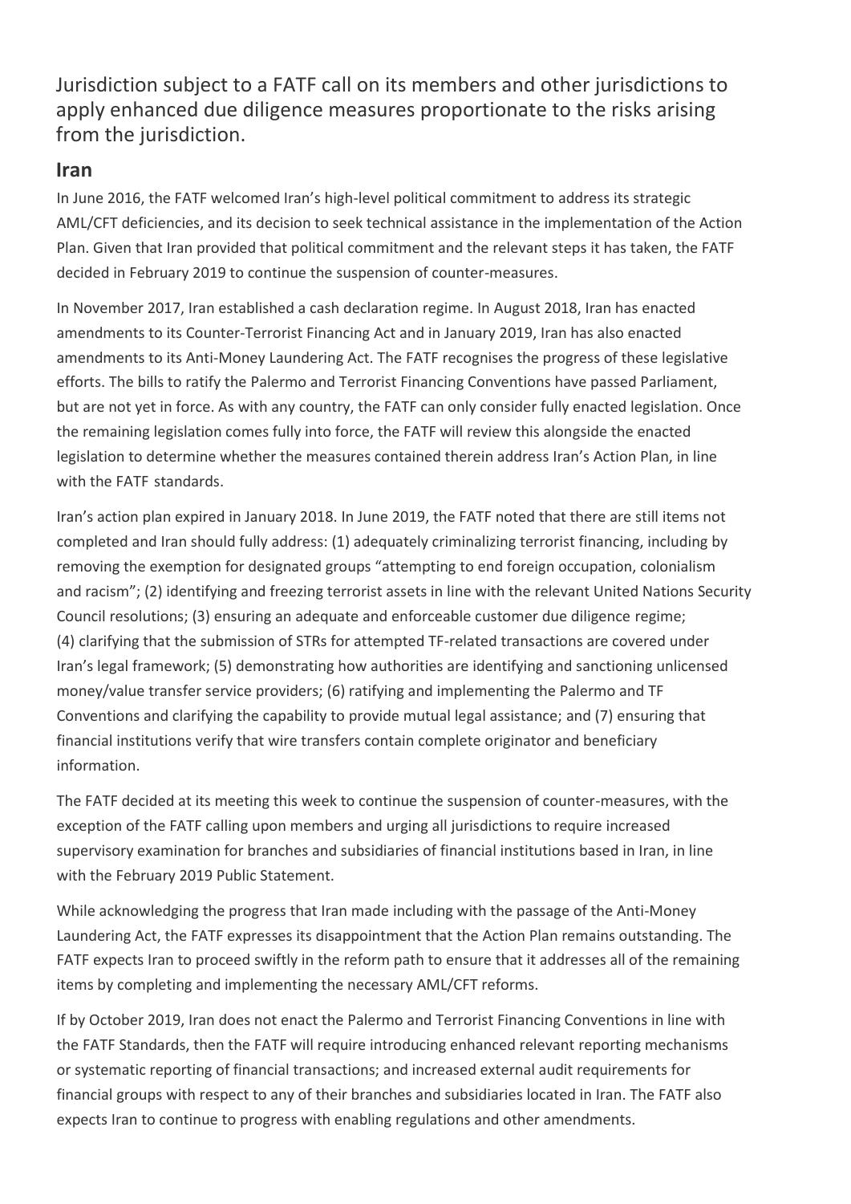## Jurisdiction subject to a FATF call on its members and other jurisdictions to apply enhanced due diligence measures proportionate to the risks arising from the jurisdiction.

### Iran

In June 2016, the FATF welcomed Iran's high-level political commitment to address its strategic AML/CFT deficiencies, and its decision to seek technical assistance in the implementation of the Action Plan. Given that Iran provided that political commitment and the relevant steps it has taken, the FATF decided in February 2019 to continue the suspension of counter-measures.

In November 2017, Iran established a cash declaration regime. In August 2018, Iran has enacted amendments to its Counter-Terrorist Financing Act and in January 2019, Iran has also enacted amendments to its Anti-Money Laundering Act. The FATF recognises the progress of these legislative efforts. The bills to ratify the Palermo and Terrorist Financing Conventions have passed Parliament, but are not yet in force. As with any country, the FATF can only consider fully enacted legislation. Once the remaining legislation comes fully into force, the FATF will review this alongside the enacted legislation to determine whether the measures contained therein address Iran's Action Plan, in line with the FATF standards.

Iran's action plan expired in January 2018. In June 2019, the FATF noted that there are still items not completed and Iran should fully address: (1) adequately criminalizing terrorist financing, including by removing the exemption for designated groups "attempting to end foreign occupation, colonialism and racism"; (2) identifying and freezing terrorist assets in line with the relevant United Nations Security Council resolutions; (3) ensuring an adequate and enforceable customer due diligence regime; (4) clarifying that the submission of STRs for attempted TF-related transactions are covered under Iran's legal framework; (5) demonstrating how authorities are identifying and sanctioning unlicensed money/value transfer service providers; (6) ratifying and implementing the Palermo and TF Conventions and clarifying the capability to provide mutual legal assistance; and (7) ensuring that financial institutions verify that wire transfers contain complete originator and beneficiary information.

The FATF decided at its meeting this week to continue the suspension of counter-measures, with the exception of the FATF calling upon members and urging all jurisdictions to require increased supervisory examination for branches and subsidiaries of financial institutions based in Iran, in line with the February 2019 Public Statement.

While acknowledging the progress that Iran made including with the passage of the Anti-Money Laundering Act, the FATF expresses its disappointment that the Action Plan remains outstanding. The FATF expects Iran to proceed swiftly in the reform path to ensure that it addresses all of the remaining items by completing and implementing the necessary AML/CFT reforms.

If by October 2019, Iran does not enact the Palermo and Terrorist Financing Conventions in line with the FATF Standards, then the FATF will require introducing enhanced relevant reporting mechanisms or systematic reporting of financial transactions; and increased external audit requirements for financial groups with respect to any of their branches and subsidiaries located in Iran. The FATF also expects Iran to continue to progress with enabling regulations and other amendments.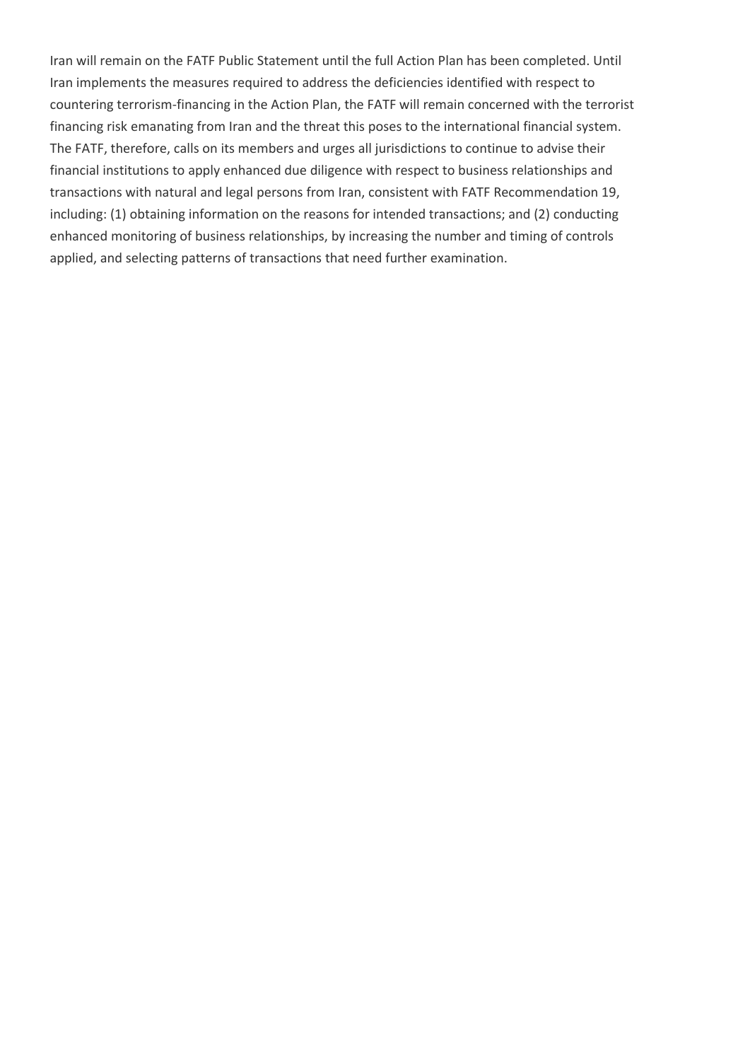Iran will remain on the FATF Public Statement until the full Action Plan has been completed. Until Iran implements the measures required to address the deficiencies identified with respect to countering terrorism-financing in the Action Plan, the FATF will remain concerned with the terrorist financing risk emanating from Iran and the threat this poses to the international financial system. The FATF, therefore, calls on its members and urges all jurisdictions to continue to advise their financial institutions to apply enhanced due diligence with respect to business relationships and transactions with natural and legal persons from Iran, consistent with FATF Recommendation 19, including: (1) obtaining information on the reasons for intended transactions; and (2) conducting enhanced monitoring of business relationships, by increasing the number and timing of controls applied, and selecting patterns of transactions that need further examination.